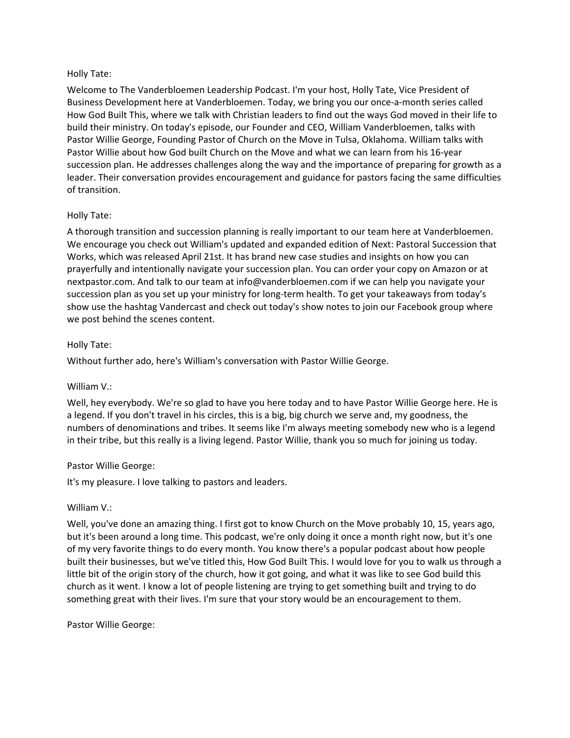Holly Tate:

Welcome to The Vanderbloemen Leadership Podcast. I'm your host, Holly Tate, Vice President of Business Development here at Vanderbloemen. Today, we bring you our once-a-month series called How God Built This, where we talk with Christian leaders to find out the ways God moved in their life to build their ministry. On today's episode, our Founder and CEO, William Vanderbloemen, talks with Pastor Willie George, Founding Pastor of Church on the Move in Tulsa, Oklahoma. William talks with Pastor Willie about how God built Church on the Move and what we can learn from his 16-year succession plan. He addresses challenges along the way and the importance of preparing for growth as a leader. Their conversation provides encouragement and guidance for pastors facing the same difficulties of transition.

Holly Tate:

A thorough transition and succession planning is really important to our team here at Vanderbloemen. We encourage you check out William's updated and expanded edition of Next: Pastoral Succession that Works, which was released April 21st. It has brand new case studies and insights on how you can prayerfully and intentionally navigate your succession plan. You can order your copy on Amazon or at nextpastor.com. And talk to our team at info@vanderbloemen.com if we can help you navigate your succession plan as you set up your ministry for long-term health. To get your takeaways from today's show use the hashtag Vandercast and check out today's show notes to join our Facebook group where we post behind the scenes content.

Holly Tate:

Without further ado, here's William's conversation with Pastor Willie George.

William V.:

Well, hey everybody. We're so glad to have you here today and to have Pastor Willie George here. He is a legend. If you don't travel in his circles, this is a big, big church we serve and, my goodness, the numbers of denominations and tribes. It seems like I'm always meeting somebody new who is a legend in their tribe, but this really is a living legend. Pastor Willie, thank you so much for joining us today.

Pastor Willie George:

It's my pleasure. I love talking to pastors and leaders.

William V.:

Well, you've done an amazing thing. I first got to know Church on the Move probably 10, 15, years ago, but it's been around a long time. This podcast, we're only doing it once a month right now, but it's one of my very favorite things to do every month. You know there's a popular podcast about how people built their businesses, but we've titled this, How God Built This. I would love for you to walk us through a little bit of the origin story of the church, how it got going, and what it was like to see God build this church as it went. I know a lot of people listening are trying to get something built and trying to do something great with their lives. I'm sure that your story would be an encouragement to them.

Pastor Willie George: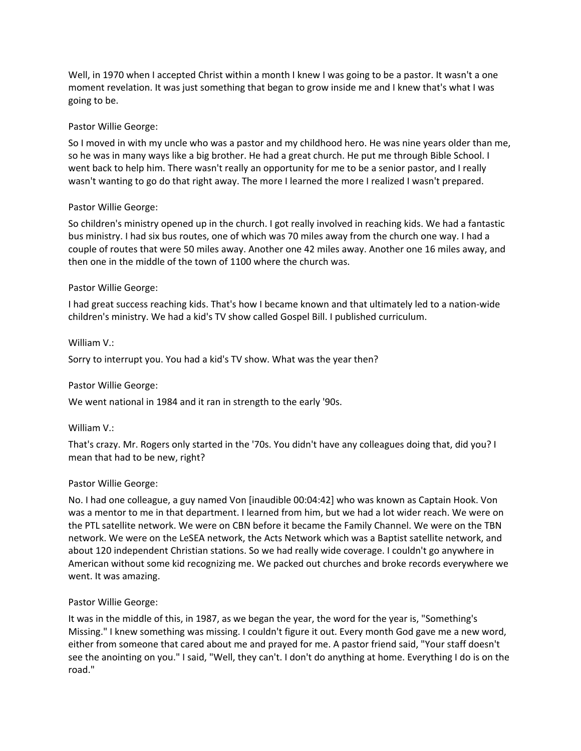Well, in 1970 when I accepted Christ within a month I knew I was going to be a pastor. It wasn't a one moment revelation. It was just something that began to grow inside me and I knew that's what I was going to be.

Pastor Willie George:

So I moved in with my uncle who was a pastor and my childhood hero. He was nine years older than me, so he was in many ways like a big brother. He had a great church. He put me through Bible School. I went back to help him. There wasn't really an opportunity for me to be a senior pastor, and I really wasn't wanting to go do that right away. The more I learned the more I realized I wasn't prepared.

Pastor Willie George:

So children's ministry opened up in the church. I got really involved in reaching kids. We had a fantastic bus ministry. I had six bus routes, one of which was 70 miles away from the church one way. I had a couple of routes that were 50 miles away. Another one 42 miles away. Another one 16 miles away, and then one in the middle of the town of 1100 where the church was.

Pastor Willie George:

I had great success reaching kids. That's how I became known and that ultimately led to a nation-wide children's ministry. We had a kid's TV show called Gospel Bill. I published curriculum.

William V.:

Sorry to interrupt you. You had a kid's TV show. What was the year then?

Pastor Willie George:

We went national in 1984 and it ran in strength to the early '90s.

William V.:

That's crazy. Mr. Rogers only started in the '70s. You didn't have any colleagues doing that, did you? I mean that had to be new, right?

Pastor Willie George:

No. I had one colleague, a guy named Von [inaudible 00:04:42] who was known as Captain Hook. Von was a mentor to me in that department. I learned from him, but we had a lot wider reach. We were on the PTL satellite network. We were on CBN before it became the Family Channel. We were on the TBN network. We were on the LeSEA network, the Acts Network which was a Baptist satellite network, and about 120 independent Christian stations. So we had really wide coverage. I couldn't go anywhere in American without some kid recognizing me. We packed out churches and broke records everywhere we went. It was amazing.

Pastor Willie George:

It was in the middle of this, in 1987, as we began the year, the word for the year is, "Something's Missing." I knew something was missing. I couldn't figure it out. Every month God gave me a new word, either from someone that cared about me and prayed for me. A pastor friend said, "Your staff doesn't see the anointing on you." I said, "Well, they can't. I don't do anything at home. Everything I do is on the road."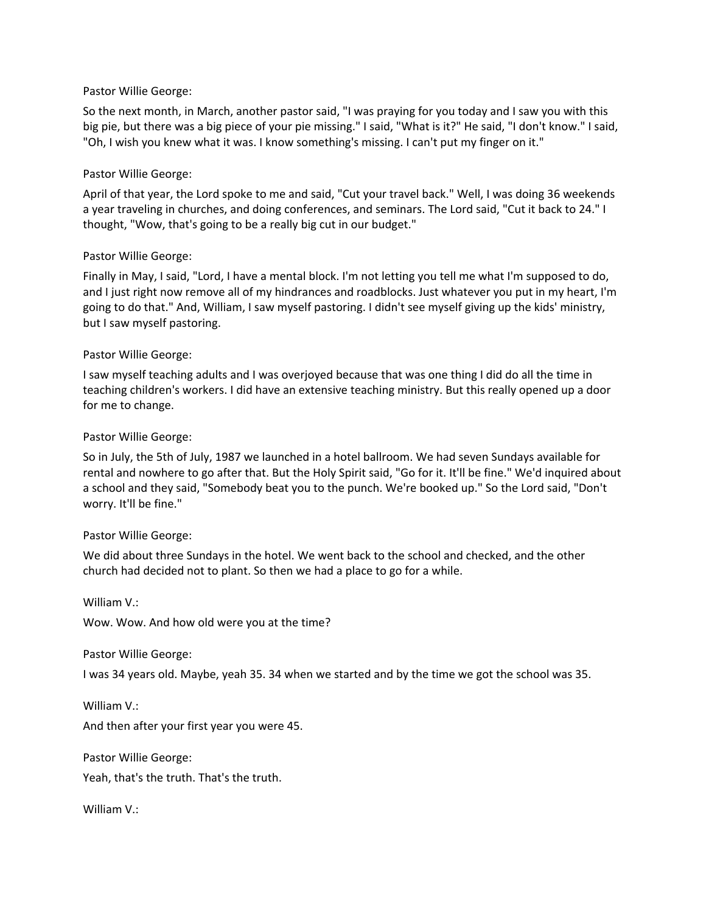Pastor Willie George:

So the next month, in March, another pastor said, "I was praying for you today and I saw you with this big pie, but there was a big piece of your pie missing." I said, "What is it?" He said, "I don't know." I said, "Oh, I wish you knew what it was. I know something's missing. I can't put my finger on it."

Pastor Willie George:

April of that year, the Lord spoke to me and said, "Cut your travel back." Well, I was doing 36 weekends a year traveling in churches, and doing conferences, and seminars. The Lord said, "Cut it back to 24." I thought, "Wow, that's going to be a really big cut in our budget."

Pastor Willie George:

Finally in May, I said, "Lord, I have a mental block. I'm not letting you tell me what I'm supposed to do, and I just right now remove all of my hindrances and roadblocks. Just whatever you put in my heart, I'm going to do that." And, William, I saw myself pastoring. I didn't see myself giving up the kids' ministry, but I saw myself pastoring.

Pastor Willie George:

I saw myself teaching adults and I was overjoyed because that was one thing I did do all the time in teaching children's workers. I did have an extensive teaching ministry. But this really opened up a door for me to change.

Pastor Willie George:

So in July, the 5th of July, 1987 we launched in a hotel ballroom. We had seven Sundays available for rental and nowhere to go after that. But the Holy Spirit said, "Go for it. It'll be fine." We'd inquired about a school and they said, "Somebody beat you to the punch. We're booked up." So the Lord said, "Don't worry. It'll be fine."

Pastor Willie George:

We did about three Sundays in the hotel. We went back to the school and checked, and the other church had decided not to plant. So then we had a place to go for a while.

William V.:

Wow. Wow. And how old were you at the time?

Pastor Willie George:

I was 34 years old. Maybe, yeah 35. 34 when we started and by the time we got the school was 35.

William V.:

And then after your first year you were 45.

Pastor Willie George:

Yeah, that's the truth. That's the truth.

William V.: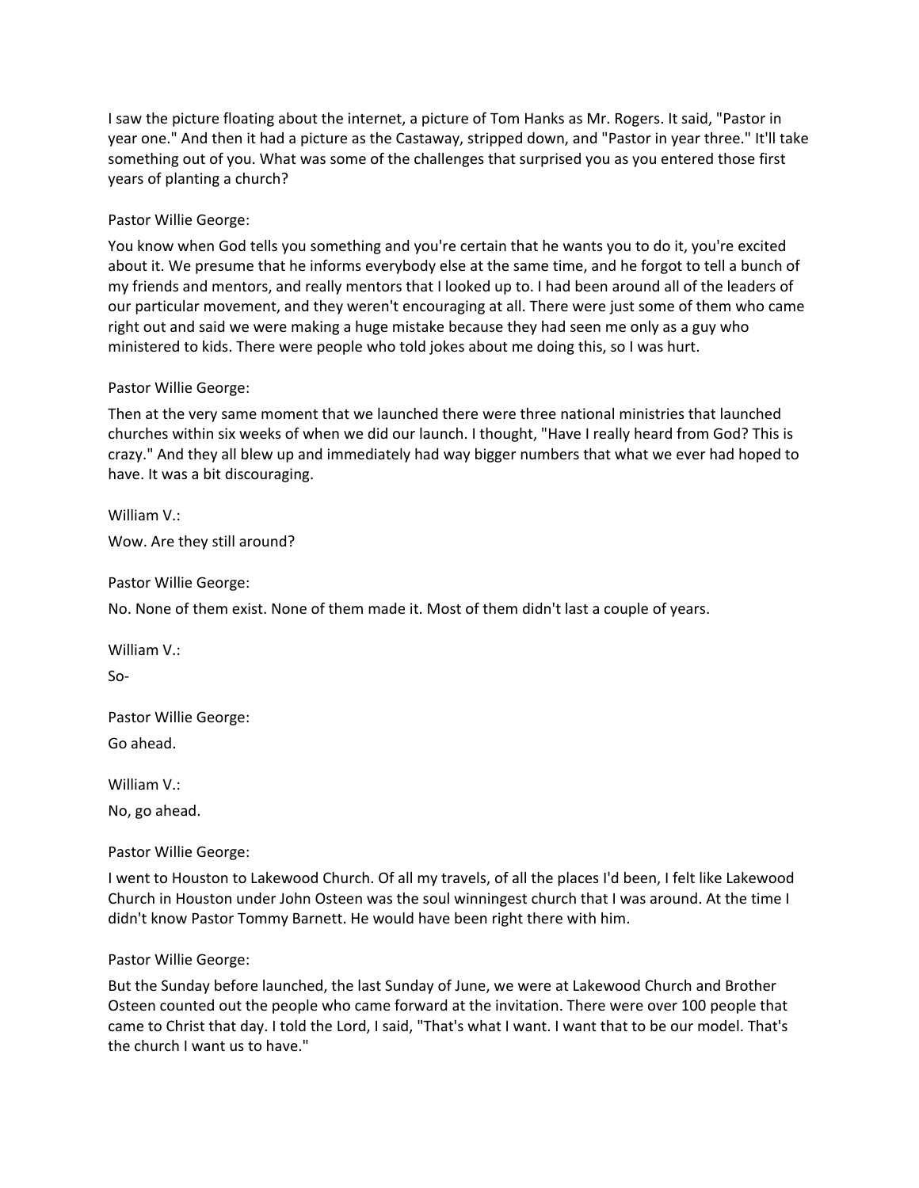I saw the picture floating about the internet, a picture of Tom Hanks as Mr. Rogers. It said, "Pastor in year one." And then it had a picture as the Castaway, stripped down, and "Pastor in year three." It'll take something out of you. What was some of the challenges that surprised you as you entered those first years of planting a church?

Pastor Willie George:

You know when God tells you something and you're certain that he wants you to do it, you're excited about it. We presume that he informs everybody else at the same time, and he forgot to tell a bunch of my friends and mentors, and really mentors that I looked up to. I had been around all of the leaders of our particular movement, and they weren't encouraging at all. There were just some of them who came right out and said we were making a huge mistake because they had seen me only as a guy who ministered to kids. There were people who told jokes about me doing this, so I was hurt.

Pastor Willie George:

Then at the very same moment that we launched there were three national ministries that launched churches within six weeks of when we did our launch. I thought, "Have I really heard from God? This is crazy." And they all blew up and immediately had way bigger numbers that what we ever had hoped to have. It was a bit discouraging.

William V.:

Wow. Are they still around?

Pastor Willie George:

No. None of them exist. None of them made it. Most of them didn't last a couple of years.

William V.:

So-

Pastor Willie George:

Go ahead.

William V.:

No, go ahead.

Pastor Willie George:

I went to Houston to Lakewood Church. Of all my travels, of all the places I'd been, I felt like Lakewood Church in Houston under John Osteen was the soul winningest church that I was around. At the time I didn't know Pastor Tommy Barnett. He would have been right there with him.

Pastor Willie George:

But the Sunday before launched, the last Sunday of June, we were at Lakewood Church and Brother Osteen counted out the people who came forward at the invitation. There were over 100 people that came to Christ that day. I told the Lord, I said, "That's what I want. I want that to be our model. That's the church I want us to have."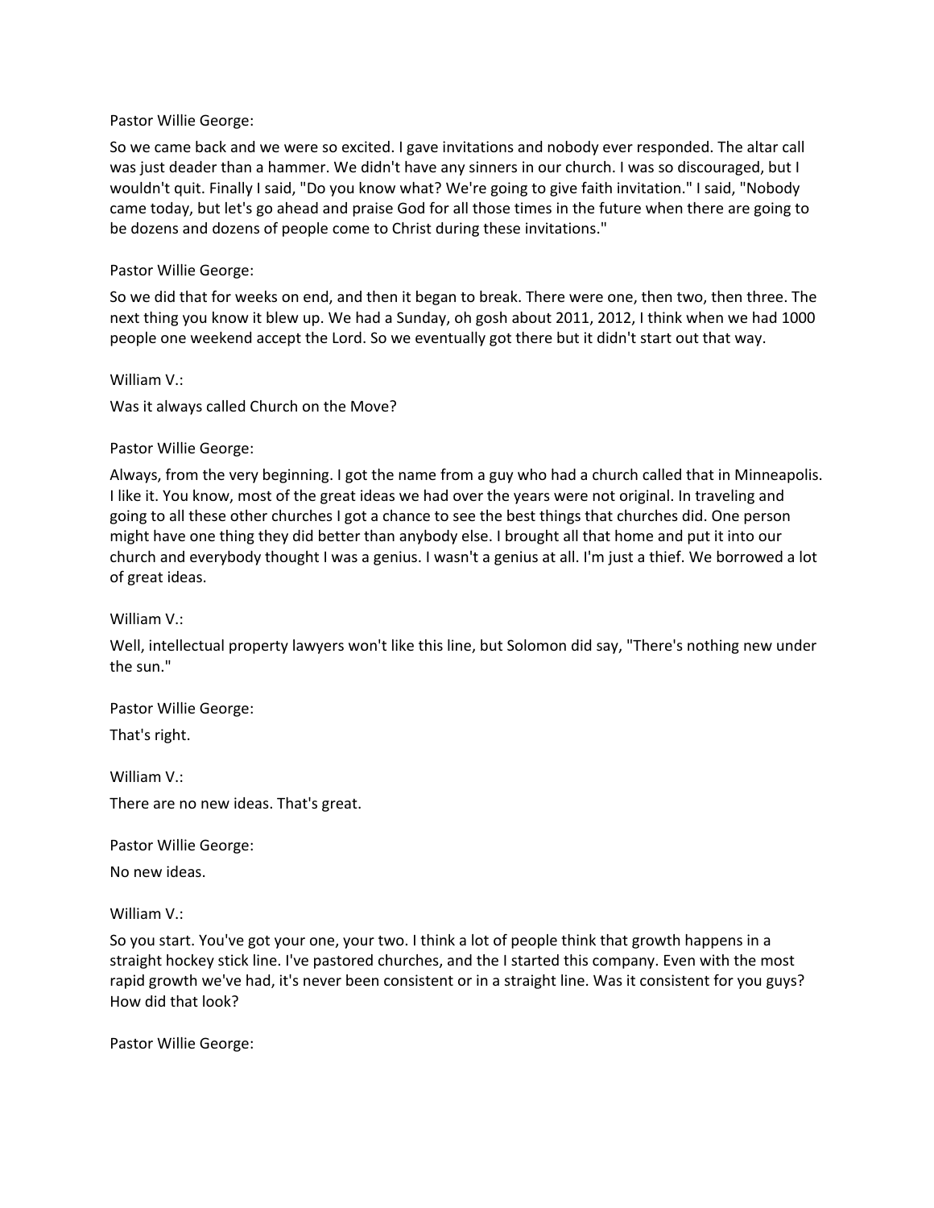Pastor Willie George:

So we came back and we were so excited. I gave invitations and nobody ever responded. The altar call was just deader than a hammer. We didn't have any sinners in our church. I was so discouraged, but I wouldn't quit. Finally I said, "Do you know what? We're going to give faith invitation." I said, "Nobody came today, but let's go ahead and praise God for all those times in the future when there are going to be dozens and dozens of people come to Christ during these invitations."

Pastor Willie George:

So we did that for weeks on end, and then it began to break. There were one, then two, then three. The next thing you know it blew up. We had a Sunday, oh gosh about 2011, 2012, I think when we had 1000 people one weekend accept the Lord. So we eventually got there but it didn't start out that way.

William V.:

Was it always called Church on the Move?

Pastor Willie George:

Always, from the very beginning. I got the name from a guy who had a church called that in Minneapolis. I like it. You know, most of the great ideas we had over the years were not original. In traveling and going to all these other churches I got a chance to see the best things that churches did. One person might have one thing they did better than anybody else. I brought all that home and put it into our church and everybody thought I was a genius. I wasn't a genius at all. I'm just a thief. We borrowed a lot of great ideas.

William V.:

Well, intellectual property lawyers won't like this line, but Solomon did say, "There's nothing new under the sun."

Pastor Willie George:

That's right.

William V.:

There are no new ideas. That's great.

Pastor Willie George:

No new ideas.

William V.:

So you start. You've got your one, your two. I think a lot of people think that growth happens in a straight hockey stick line. I've pastored churches, and the I started this company. Even with the most rapid growth we've had, it's never been consistent or in a straight line. Was it consistent for you guys? How did that look?

Pastor Willie George: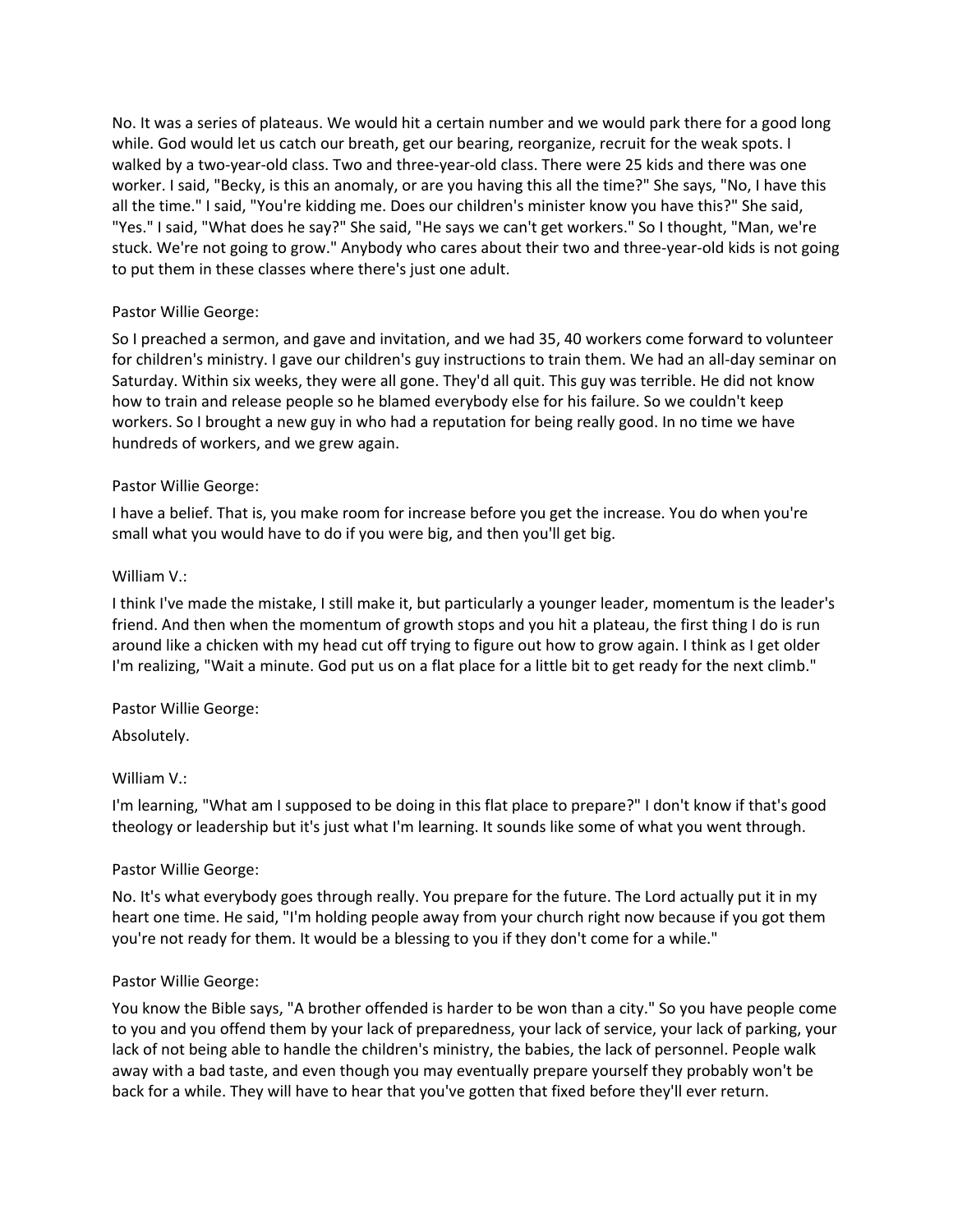No. It was a series of plateaus. We would hit a certain number and we would park there for a good long while. God would let us catch our breath, get our bearing, reorganize, recruit for the weak spots. I walked by a two-year-old class. Two and three-year-old class. There were 25 kids and there was one worker. I said, "Becky, is this an anomaly, or are you having this all the time?" She says, "No, I have this all the time." I said, "You're kidding me. Does our children's minister know you have this?" She said, "Yes." I said, "What does he say?" She said, "He says we can't get workers." So I thought, "Man, we're stuck. We're not going to grow." Anybody who cares about their two and three-year-old kids is not going to put them in these classes where there's just one adult.

Pastor Willie George:

So I preached a sermon, and gave and invitation, and we had 35, 40 workers come forward to volunteer for children's ministry. I gave our children's guy instructions to train them. We had an all-day seminar on Saturday. Within six weeks, they were all gone. They'd all quit. This guy was terrible. He did not know how to train and release people so he blamed everybody else for his failure. So we couldn't keep workers. So I brought a new guy in who had a reputation for being really good. In no time we have hundreds of workers, and we grew again.

Pastor Willie George:

I have a belief. That is, you make room for increase before you get the increase. You do when you're small what you would have to do if you were big, and then you'll get big.

William V.:

I think I've made the mistake, I still make it, but particularly a younger leader, momentum is the leader's friend. And then when the momentum of growth stops and you hit a plateau, the first thing I do is run around like a chicken with my head cut off trying to figure out how to grow again. I think as I get older I'm realizing, "Wait a minute. God put us on a flat place for a little bit to get ready for the next climb."

Pastor Willie George:

Absolutely.

William V.:

I'm learning, "What am I supposed to be doing in this flat place to prepare?" I don't know if that's good theology or leadership but it's just what I'm learning. It sounds like some of what you went through.

Pastor Willie George:

No. It's what everybody goes through really. You prepare for the future. The Lord actually put it in my heart one time. He said, "I'm holding people away from your church right now because if you got them you're not ready for them. It would be a blessing to you if they don't come for a while."

Pastor Willie George:

You know the Bible says, "A brother offended is harder to be won than a city." So you have people come to you and you offend them by your lack of preparedness, your lack of service, your lack of parking, your lack of not being able to handle the children's ministry, the babies, the lack of personnel. People walk away with a bad taste, and even though you may eventually prepare yourself they probably won't be back for a while. They will have to hear that you've gotten that fixed before they'll ever return.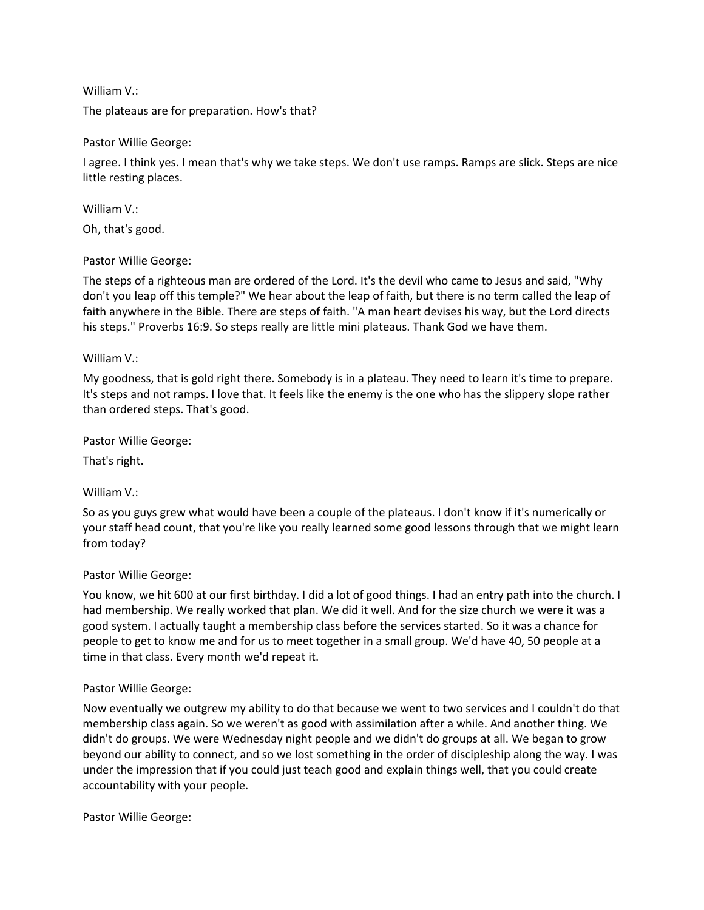William V.:

The plateaus are for preparation. How's that?

Pastor Willie George:

I agree. I think yes. I mean that's why we take steps. We don't use ramps. Ramps are slick. Steps are nice little resting places.

William V.:

Oh, that's good.

Pastor Willie George:

The steps of a righteous man are ordered of the Lord. It's the devil who came to Jesus and said, "Why don't you leap off this temple?" We hear about the leap of faith, but there is no term called the leap of faith anywhere in the Bible. There are steps of faith. "A man heart devises his way, but the Lord directs his steps." Proverbs 16:9. So steps really are little mini plateaus. Thank God we have them.

William V.:

My goodness, that is gold right there. Somebody is in a plateau. They need to learn it's time to prepare. It's steps and not ramps. I love that. It feels like the enemy is the one who has the slippery slope rather than ordered steps. That's good.

Pastor Willie George:

That's right.

William V.:

So as you guys grew what would have been a couple of the plateaus. I don't know if it's numerically or your staff head count, that you're like you really learned some good lessons through that we might learn from today?

Pastor Willie George:

You know, we hit 600 at our first birthday. I did a lot of good things. I had an entry path into the church. I had membership. We really worked that plan. We did it well. And for the size church we were it was a good system. I actually taught a membership class before the services started. So it was a chance for people to get to know me and for us to meet together in a small group. We'd have 40, 50 people at a time in that class. Every month we'd repeat it.

Pastor Willie George:

Now eventually we outgrew my ability to do that because we went to two services and I couldn't do that membership class again. So we weren't as good with assimilation after a while. And another thing. We didn't do groups. We were Wednesday night people and we didn't do groups at all. We began to grow beyond our ability to connect, and so we lost something in the order of discipleship along the way. I was under the impression that if you could just teach good and explain things well, that you could create accountability with your people.

Pastor Willie George: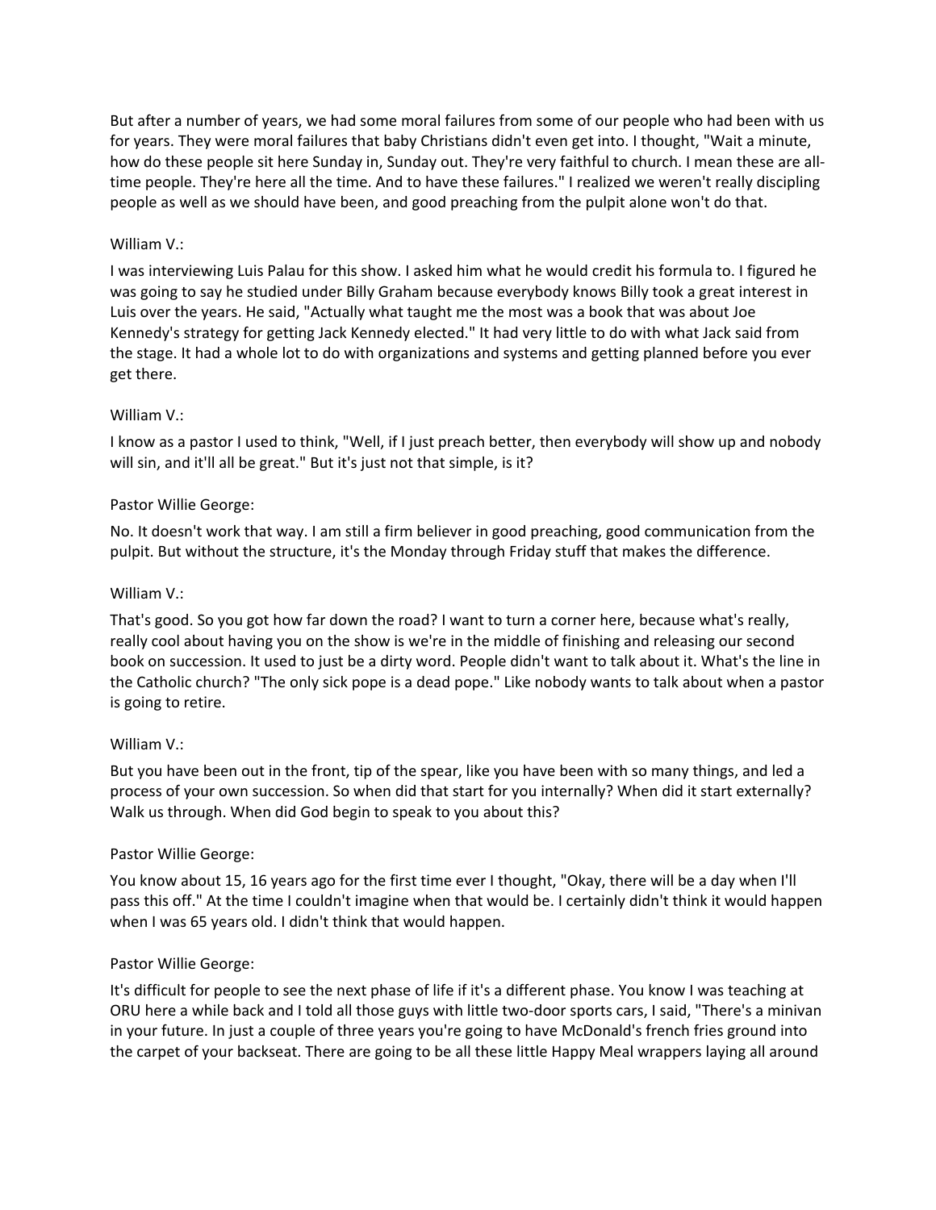But after a number of years, we had some moral failures from some of our people who had been with us for years. They were moral failures that baby Christians didn't even get into. I thought, "Wait a minute, how do these people sit here Sunday in, Sunday out. They're very faithful to church. I mean these are all-time people. They're here all the time. And to have these failures." I realized we weren't really discipling people as well as we should have been, and good preaching from the pulpit alone won't do that.

William V.:

I was interviewing Luis Palau for this show. I asked him what he would credit his formula to. I figured he was going to say he studied under Billy Graham because everybody knows Billy took a great interest in Luis over the years. He said, "Actually what taught me the most was a book that was about Joe Kennedy's strategy for getting Jack Kennedy elected." It had very little to do with what Jack said from the stage. It had a whole lot to do with organizations and systems and getting planned before you ever get there.

William V.:

I know as a pastor I used to think, "Well, if I just preach better, then everybody will show up and nobody will sin, and it'll all be great." But it's just not that simple, is it?

Pastor Willie George:

No. It doesn't work that way. I am still a firm believer in good preaching, good communication from the pulpit. But without the structure, it's the Monday through Friday stuff that makes the difference.

William V.:

That's good. So you got how far down the road? I want to turn a corner here, because what's really, really cool about having you on the show is we're in the middle of finishing and releasing our second book on succession. It used to just be a dirty word. People didn't want to talk about it. What's the line in the Catholic church? "The only sick pope is a dead pope." Like nobody wants to talk about when a pastor is going to retire.

William V.:

But you have been out in the front, tip of the spear, like you have been with so many things, and led a process of your own succession. So when did that start for you internally? When did it start externally? Walk us through. When did God begin to speak to you about this?

Pastor Willie George:

You know about 15, 16 years ago for the first time ever I thought, "Okay, there will be a day when I'll pass this off." At the time I couldn't imagine when that would be. I certainly didn't think it would happen when I was 65 years old. I didn't think that would happen.

Pastor Willie George:

It's difficult for people to see the next phase of life if it's a different phase. You know I was teaching at ORU here a while back and I told all those guys with little two-door sports cars, I said, "There's a minivan in your future. In just a couple of three years you're going to have McDonald's french fries ground into the carpet of your backseat. There are going to be all these little Happy Meal wrappers laying all around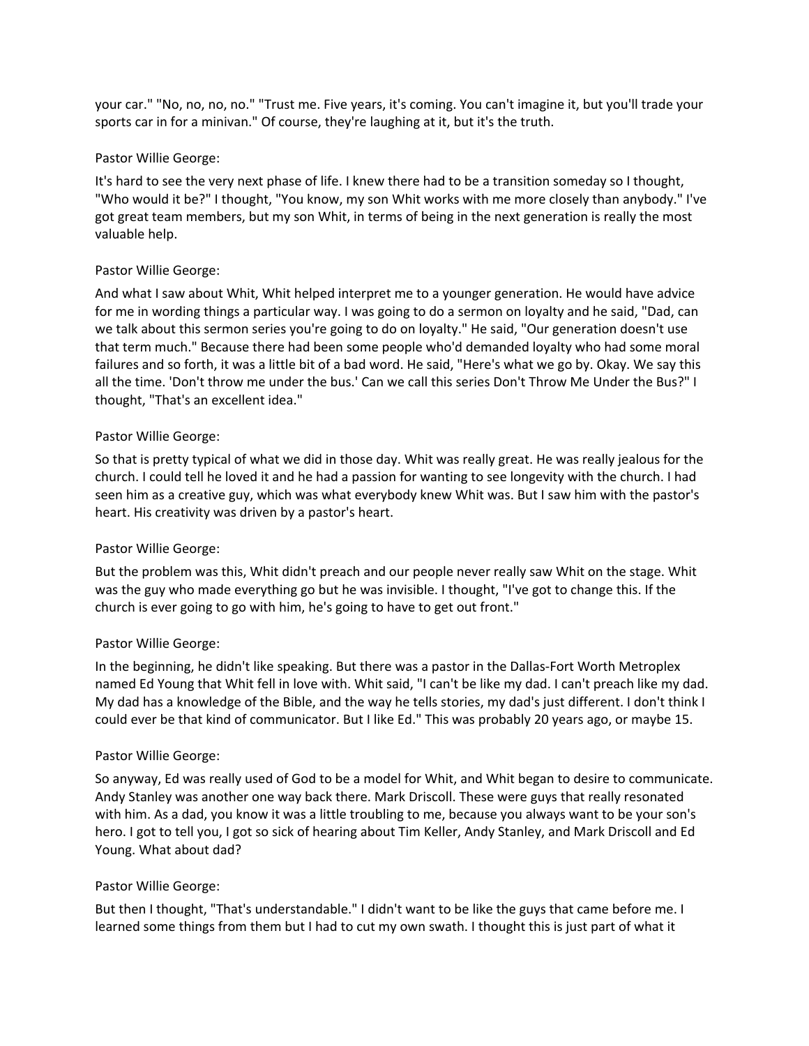your car." "No, no, no, no." "Trust me. Five years, it's coming. You can't imagine it, but you'll trade your sports car in for a minivan." Of course, they're laughing at it, but it's the truth.

Pastor Willie George:

It's hard to see the very next phase of life. I knew there had to be a transition someday so I thought, "Who would it be?" I thought, "You know, my son Whit works with me more closely than anybody." I've got great team members, but my son Whit, in terms of being in the next generation is really the most valuable help.

Pastor Willie George:

And what I saw about Whit, Whit helped interpret me to a younger generation. He would have advice for me in wording things a particular way. I was going to do a sermon on loyalty and he said, "Dad, can we talk about this sermon series you're going to do on loyalty." He said, "Our generation doesn't use that term much." Because there had been some people who'd demanded loyalty who had some moral failures and so forth, it was a little bit of a bad word. He said, "Here's what we go by. Okay. We say this all the time. 'Don't throw me under the bus.' Can we call this series Don't Throw Me Under the Bus?" I thought, "That's an excellent idea."

Pastor Willie George:

So that is pretty typical of what we did in those day. Whit was really great. He was really jealous for the church. I could tell he loved it and he had a passion for wanting to see longevity with the church. I had seen him as a creative guy, which was what everybody knew Whit was. But I saw him with the pastor's heart. His creativity was driven by a pastor's heart.

Pastor Willie George:

But the problem was this, Whit didn't preach and our people never really saw Whit on the stage. Whit was the guy who made everything go but he was invisible. I thought, "I've got to change this. If the church is ever going to go with him, he's going to have to get out front."

Pastor Willie George:

In the beginning, he didn't like speaking. But there was a pastor in the Dallas-Fort Worth Metroplex named Ed Young that Whit fell in love with. Whit said, "I can't be like my dad. I can't preach like my dad. My dad has a knowledge of the Bible, and the way he tells stories, my dad's just different. I don't think I could ever be that kind of communicator. But I like Ed." This was probably 20 years ago, or maybe 15.

Pastor Willie George:

So anyway, Ed was really used of God to be a model for Whit, and Whit began to desire to communicate. Andy Stanley was another one way back there. Mark Driscoll. These were guys that really resonated with him. As a dad, you know it was a little troubling to me, because you always want to be your son's hero. I got to tell you, I got so sick of hearing about Tim Keller, Andy Stanley, and Mark Driscoll and Ed Young. What about dad?

Pastor Willie George:

But then I thought, "That's understandable." I didn't want to be like the guys that came before me. I learned some things from them but I had to cut my own swath. I thought this is just part of what it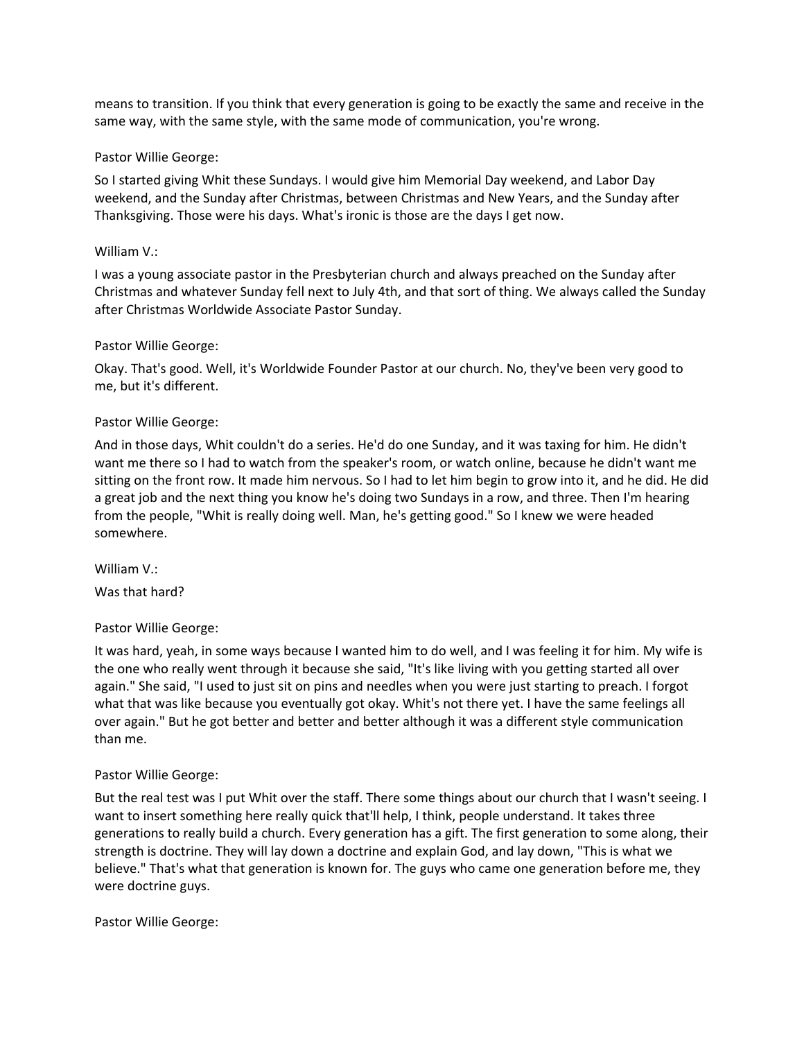means to transition. If you think that every generation is going to be exactly the same and receive in the same way, with the same style, with the same mode of communication, you're wrong.

Pastor Willie George:

So I started giving Whit these Sundays. I would give him Memorial Day weekend, and Labor Day weekend, and the Sunday after Christmas, between Christmas and New Years, and the Sunday after Thanksgiving. Those were his days. What's ironic is those are the days I get now.

William V.:

I was a young associate pastor in the Presbyterian church and always preached on the Sunday after Christmas and whatever Sunday fell next to July 4th, and that sort of thing. We always called the Sunday after Christmas Worldwide Associate Pastor Sunday.

Pastor Willie George:

Okay. That's good. Well, it's Worldwide Founder Pastor at our church. No, they've been very good to me, but it's different.

Pastor Willie George:

And in those days, Whit couldn't do a series. He'd do one Sunday, and it was taxing for him. He didn't want me there so I had to watch from the speaker's room, or watch online, because he didn't want me sitting on the front row. It made him nervous. So I had to let him begin to grow into it, and he did. He did a great job and the next thing you know he's doing two Sundays in a row, and three. Then I'm hearing from the people, "Whit is really doing well. Man, he's getting good." So I knew we were headed somewhere.

William V.:

Was that hard?

Pastor Willie George:

It was hard, yeah, in some ways because I wanted him to do well, and I was feeling it for him. My wife is the one who really went through it because she said, "It's like living with you getting started all over again." She said, "I used to just sit on pins and needles when you were just starting to preach. I forgot what that was like because you eventually got okay. Whit's not there yet. I have the same feelings all over again." But he got better and better and better although it was a different style communication than me.

Pastor Willie George:

But the real test was I put Whit over the staff. There some things about our church that I wasn't seeing. I want to insert something here really quick that'll help, I think, people understand. It takes three generations to really build a church. Every generation has a gift. The first generation to some along, their strength is doctrine. They will lay down a doctrine and explain God, and lay down, "This is what we believe." That's what that generation is known for. The guys who came one generation before me, they were doctrine guys.

Pastor Willie George: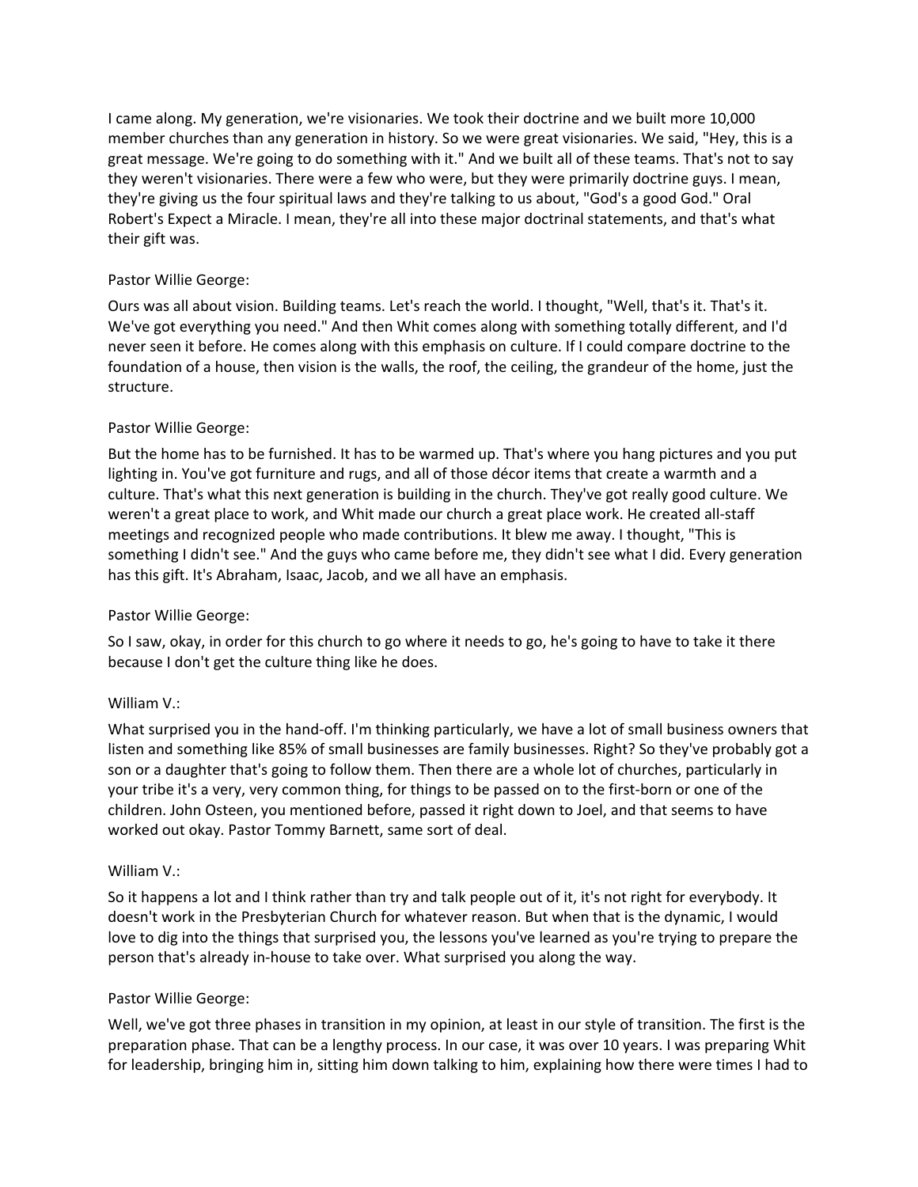I came along. My generation, we're visionaries. We took their doctrine and we built more 10,000 member churches than any generation in history. So we were great visionaries. We said, "Hey, this is a great message. We're going to do something with it." And we built all of these teams. That's not to say they weren't visionaries. There were a few who were, but they were primarily doctrine guys. I mean, they're giving us the four spiritual laws and they're talking to us about, "God's a good God." Oral Robert's Expect a Miracle. I mean, they're all into these major doctrinal statements, and that's what their gift was.

Pastor Willie George:

Ours was all about vision. Building teams. Let's reach the world. I thought, "Well, that's it. That's it. We've got everything you need." And then Whit comes along with something totally different, and I'd never seen it before. He comes along with this emphasis on culture. If I could compare doctrine to the foundation of a house, then vision is the walls, the roof, the ceiling, the grandeur of the home, just the structure.

Pastor Willie George:

But the home has to be furnished. It has to be warmed up. That's where you hang pictures and you put lighting in. You've got furniture and rugs, and all of those décor items that create a warmth and a culture. That's what this next generation is building in the church. They've got really good culture. We weren't a great place to work, and Whit made our church a great place work. He created all-staff meetings and recognized people who made contributions. It blew me away. I thought, "This is something I didn't see." And the guys who came before me, they didn't see what I did. Every generation has this gift. It's Abraham, Isaac, Jacob, and we all have an emphasis.

Pastor Willie George:

So I saw, okay, in order for this church to go where it needs to go, he's going to have to take it there because I don't get the culture thing like he does.

William V.:

What surprised you in the hand-off. I'm thinking particularly, we have a lot of small business owners that listen and something like 85% of small businesses are family businesses. Right? So they've probably got a son or a daughter that's going to follow them. Then there are a whole lot of churches, particularly in your tribe it's a very, very common thing, for things to be passed on to the first-born or one of the children. John Osteen, you mentioned before, passed it right down to Joel, and that seems to have worked out okay. Pastor Tommy Barnett, same sort of deal.

William V.:

So it happens a lot and I think rather than try and talk people out of it, it's not right for everybody. It doesn't work in the Presbyterian Church for whatever reason. But when that is the dynamic, I would love to dig into the things that surprised you, the lessons you've learned as you're trying to prepare the person that's already in-house to take over. What surprised you along the way.

Pastor Willie George:

Well, we've got three phases in transition in my opinion, at least in our style of transition. The first is the preparation phase. That can be a lengthy process. In our case, it was over 10 years. I was preparing Whit for leadership, bringing him in, sitting him down talking to him, explaining how there were times I had to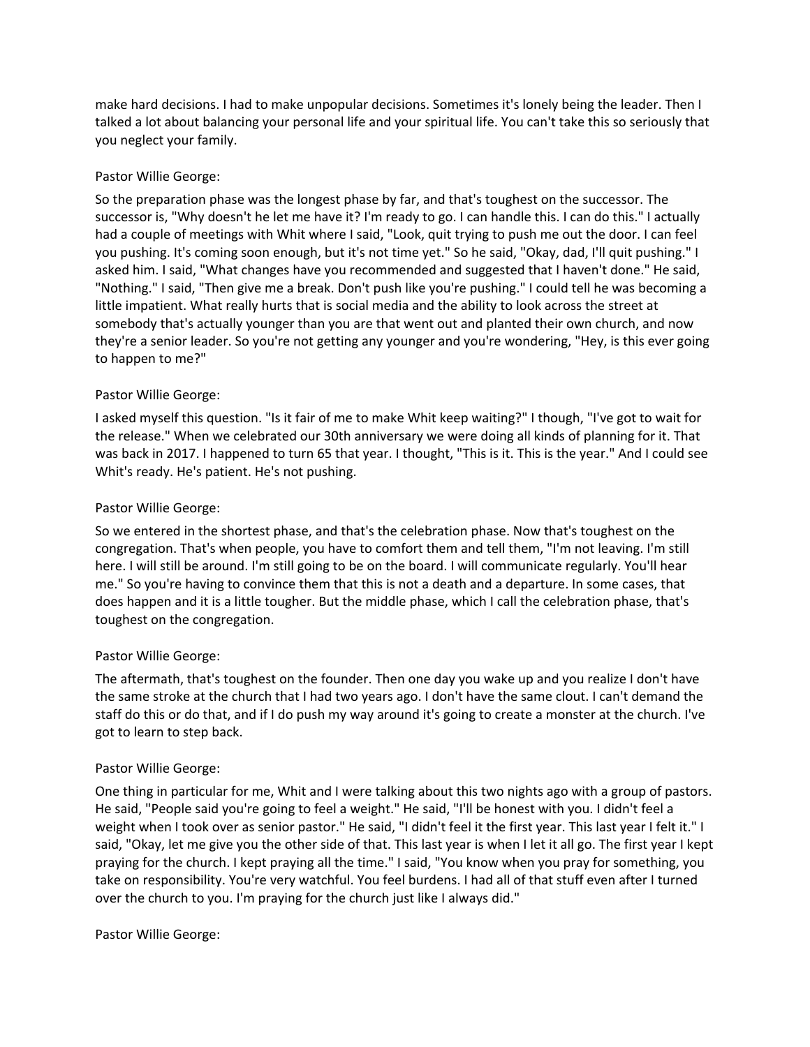make hard decisions. I had to make unpopular decisions. Sometimes it's lonely being the leader. Then I talked a lot about balancing your personal life and your spiritual life. You can't take this so seriously that you neglect your family.

Pastor Willie George:

So the preparation phase was the longest phase by far, and that's toughest on the successor. The successor is, "Why doesn't he let me have it? I'm ready to go. I can handle this. I can do this." I actually had a couple of meetings with Whit where I said, "Look, quit trying to push me out the door. I can feel you pushing. It's coming soon enough, but it's not time yet." So he said, "Okay, dad, I'll quit pushing." I asked him. I said, "What changes have you recommended and suggested that I haven't done." He said, "Nothing." I said, "Then give me a break. Don't push like you're pushing." I could tell he was becoming a little impatient. What really hurts that is social media and the ability to look across the street at somebody that's actually younger than you are that went out and planted their own church, and now they're a senior leader. So you're not getting any younger and you're wondering, "Hey, is this ever going to happen to me?"

Pastor Willie George:

I asked myself this question. "Is it fair of me to make Whit keep waiting?" I though, "I've got to wait for the release." When we celebrated our 30th anniversary we were doing all kinds of planning for it. That was back in 2017. I happened to turn 65 that year. I thought, "This is it. This is the year." And I could see Whit's ready. He's patient. He's not pushing.

Pastor Willie George:

So we entered in the shortest phase, and that's the celebration phase. Now that's toughest on the congregation. That's when people, you have to comfort them and tell them, "I'm not leaving. I'm still here. I will still be around. I'm still going to be on the board. I will communicate regularly. You'll hear me." So you're having to convince them that this is not a death and a departure. In some cases, that does happen and it is a little tougher. But the middle phase, which I call the celebration phase, that's toughest on the congregation.

Pastor Willie George:

The aftermath, that's toughest on the founder. Then one day you wake up and you realize I don't have the same stroke at the church that I had two years ago. I don't have the same clout. I can't demand the staff do this or do that, and if I do push my way around it's going to create a monster at the church. I've got to learn to step back.

Pastor Willie George:

One thing in particular for me, Whit and I were talking about this two nights ago with a group of pastors. He said, "People said you're going to feel a weight." He said, "I'll be honest with you. I didn't feel a weight when I took over as senior pastor." He said, "I didn't feel it the first year. This last year I felt it." I said, "Okay, let me give you the other side of that. This last year is when I let it all go. The first year I kept praying for the church. I kept praying all the time." I said, "You know when you pray for something, you take on responsibility. You're very watchful. You feel burdens. I had all of that stuff even after I turned over the church to you. I'm praying for the church just like I always did."

Pastor Willie George: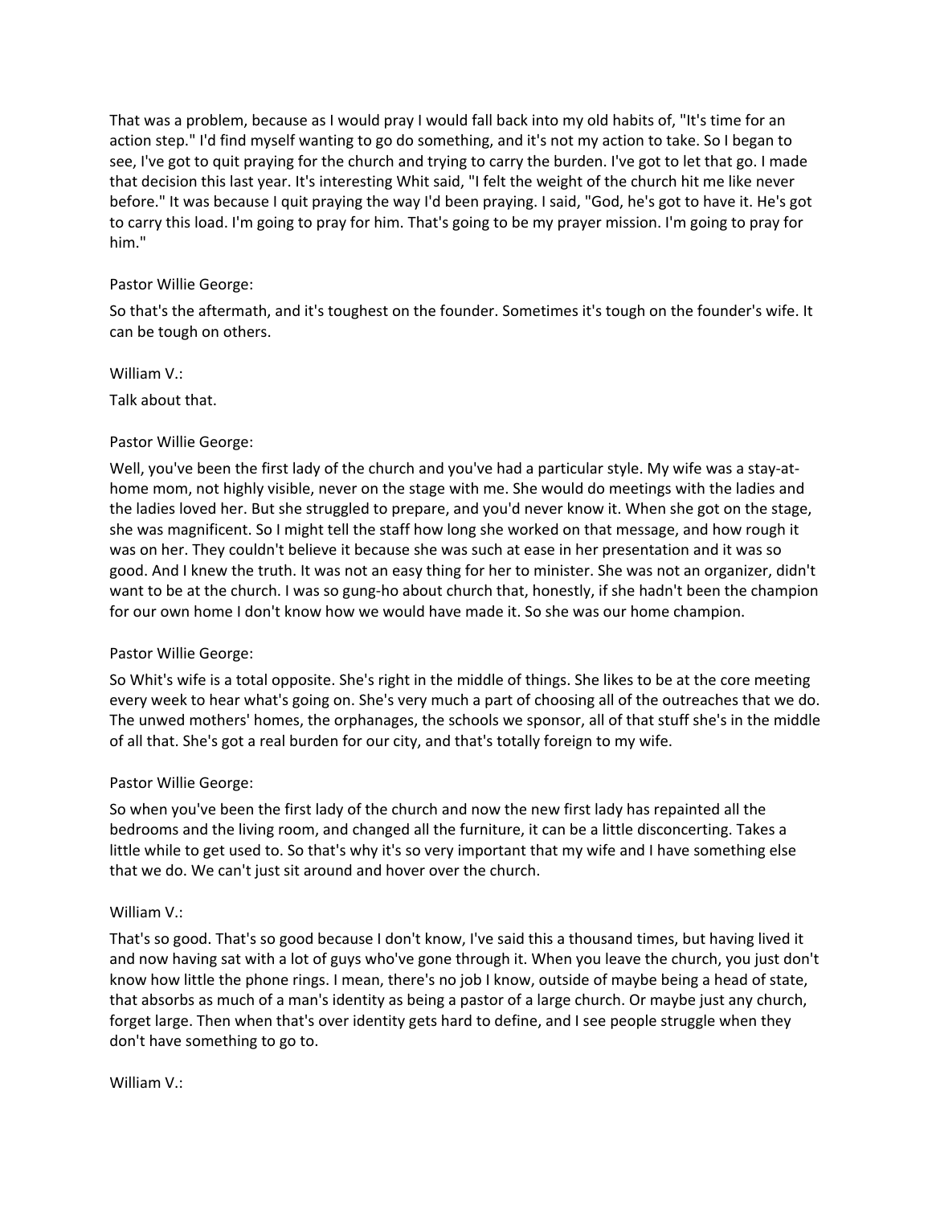That was a problem, because as I would pray I would fall back into my old habits of, "It's time for an action step." I'd find myself wanting to go do something, and it's not my action to take. So I began to see, I've got to quit praying for the church and trying to carry the burden. I've got to let that go. I made that decision this last year. It's interesting Whit said, "I felt the weight of the church hit me like never before." It was because I quit praying the way I'd been praying. I said, "God, he's got to have it. He's got to carry this load. I'm going to pray for him. That's going to be my prayer mission. I'm going to pray for him."

Pastor Willie George:

So that's the aftermath, and it's toughest on the founder. Sometimes it's tough on the founder's wife. It can be tough on others.

William V.:

Talk about that.

Pastor Willie George:

Well, you've been the first lady of the church and you've had a particular style. My wife was a stay-at-home mom, not highly visible, never on the stage with me. She would do meetings with the ladies and the ladies loved her. But she struggled to prepare, and you'd never know it. When she got on the stage, she was magnificent. So I might tell the staff how long she worked on that message, and how rough it was on her. They couldn't believe it because she was such at ease in her presentation and it was so good. And I knew the truth. It was not an easy thing for her to minister. She was not an organizer, didn't want to be at the church. I was so gung-ho about church that, honestly, if she hadn't been the champion for our own home I don't know how we would have made it. So she was our home champion.

Pastor Willie George:

So Whit's wife is a total opposite. She's right in the middle of things. She likes to be at the core meeting every week to hear what's going on. She's very much a part of choosing all of the outreaches that we do. The unwed mothers' homes, the orphanages, the schools we sponsor, all of that stuff she's in the middle of all that. She's got a real burden for our city, and that's totally foreign to my wife.

Pastor Willie George:

So when you've been the first lady of the church and now the new first lady has repainted all the bedrooms and the living room, and changed all the furniture, it can be a little disconcerting. Takes a little while to get used to. So that's why it's so very important that my wife and I have something else that we do. We can't just sit around and hover over the church.

William V.:

That's so good. That's so good because I don't know, I've said this a thousand times, but having lived it and now having sat with a lot of guys who've gone through it. When you leave the church, you just don't know how little the phone rings. I mean, there's no job I know, outside of maybe being a head of state, that absorbs as much of a man's identity as being a pastor of a large church. Or maybe just any church, forget large. Then when that's over identity gets hard to define, and I see people struggle when they don't have something to go to.

William V.: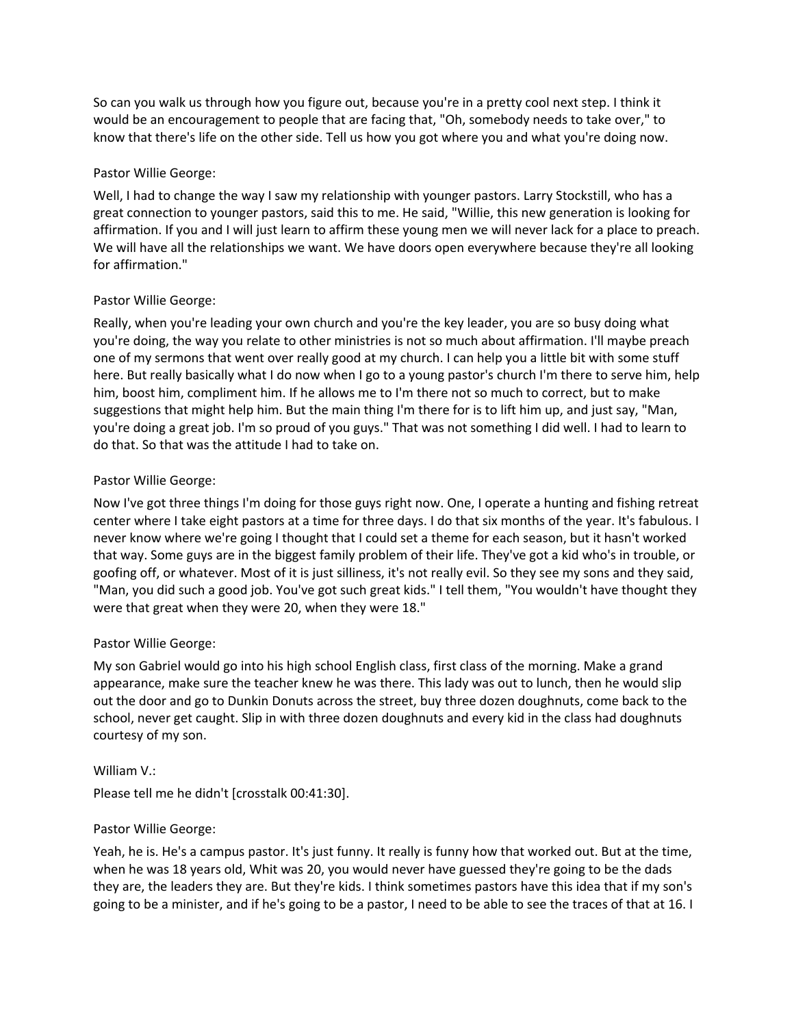So can you walk us through how you figure out, because you're in a pretty cool next step. I think it would be an encouragement to people that are facing that, "Oh, somebody needs to take over," to know that there's life on the other side. Tell us how you got where you and what you're doing now.

Pastor Willie George:

Well, I had to change the way I saw my relationship with younger pastors. Larry Stockstill, who has a great connection to younger pastors, said this to me. He said, "Willie, this new generation is looking for affirmation. If you and I will just learn to affirm these young men we will never lack for a place to preach. We will have all the relationships we want. We have doors open everywhere because they're all looking for affirmation."

Pastor Willie George:

Really, when you're leading your own church and you're the key leader, you are so busy doing what you're doing, the way you relate to other ministries is not so much about affirmation. I'll maybe preach one of my sermons that went over really good at my church. I can help you a little bit with some stuff here. But really basically what I do now when I go to a young pastor's church I'm there to serve him, help him, boost him, compliment him. If he allows me to I'm there not so much to correct, but to make suggestions that might help him. But the main thing I'm there for is to lift him up, and just say, "Man, you're doing a great job. I'm so proud of you guys." That was not something I did well. I had to learn to do that. So that was the attitude I had to take on.

Pastor Willie George:

Now I've got three things I'm doing for those guys right now. One, I operate a hunting and fishing retreat center where I take eight pastors at a time for three days. I do that six months of the year. It's fabulous. I never know where we're going I thought that I could set a theme for each season, but it hasn't worked that way. Some guys are in the biggest family problem of their life. They've got a kid who's in trouble, or goofing off, or whatever. Most of it is just silliness, it's not really evil. So they see my sons and they said, "Man, you did such a good job. You've got such great kids." I tell them, "You wouldn't have thought they were that great when they were 20, when they were 18."

Pastor Willie George:

My son Gabriel would go into his high school English class, first class of the morning. Make a grand appearance, make sure the teacher knew he was there. This lady was out to lunch, then he would slip out the door and go to Dunkin Donuts across the street, buy three dozen doughnuts, come back to the school, never get caught. Slip in with three dozen doughnuts and every kid in the class had doughnuts courtesy of my son.

William V.:

Please tell me he didn't [crosstalk 00:41:30].

Pastor Willie George:

Yeah, he is. He's a campus pastor. It's just funny. It really is funny how that worked out. But at the time, when he was 18 years old, Whit was 20, you would never have guessed they're going to be the dads they are, the leaders they are. But they're kids. I think sometimes pastors have this idea that if my son's going to be a minister, and if he's going to be a pastor, I need to be able to see the traces of that at 16. I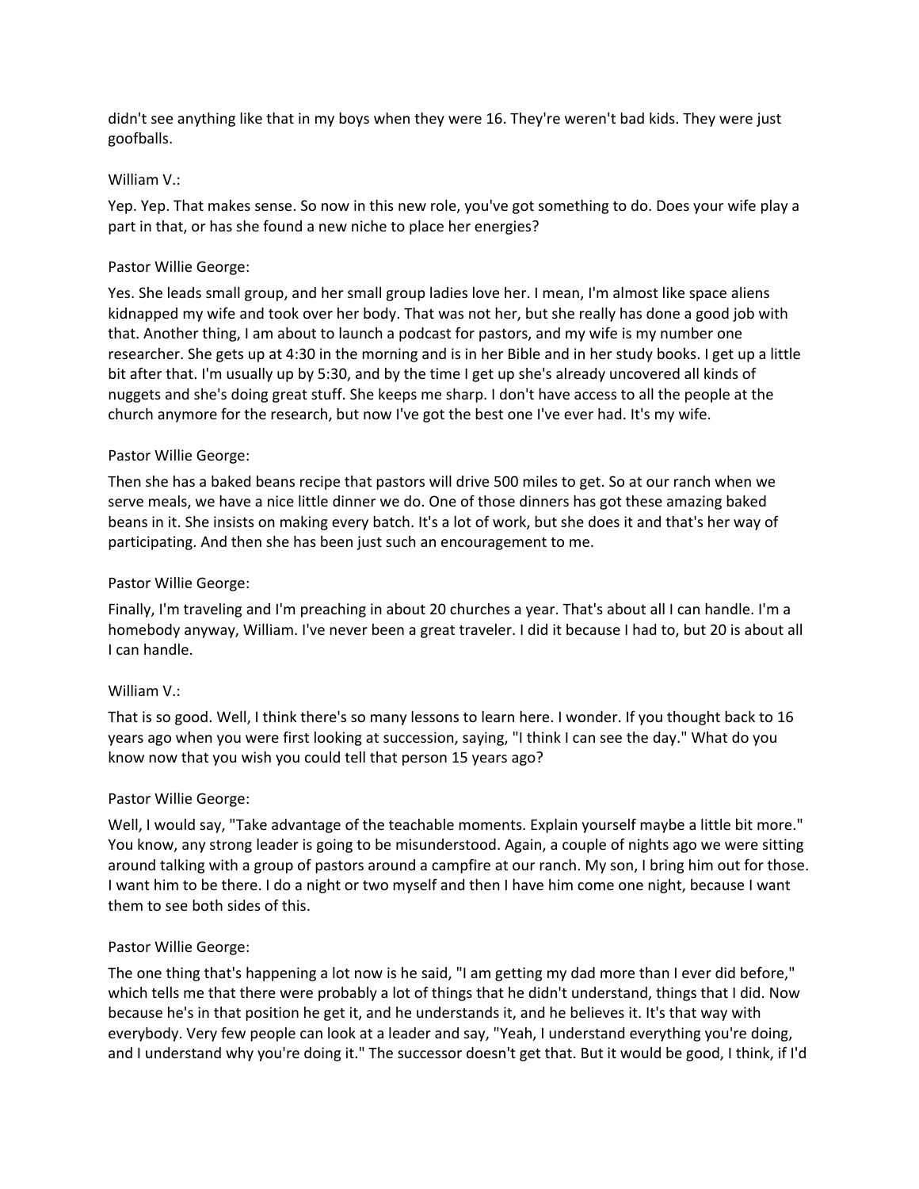didn't see anything like that in my boys when they were 16. They're weren't bad kids. They were just goofballs.

William V.:

Yep. Yep. That makes sense. So now in this new role, you've got something to do. Does your wife play a part in that, or has she found a new niche to place her energies?

Pastor Willie George:

Yes. She leads small group, and her small group ladies love her. I mean, I'm almost like space aliens kidnapped my wife and took over her body. That was not her, but she really has done a good job with that. Another thing, I am about to launch a podcast for pastors, and my wife is my number one researcher. She gets up at 4:30 in the morning and is in her Bible and in her study books. I get up a little bit after that. I'm usually up by 5:30, and by the time I get up she's already uncovered all kinds of nuggets and she's doing great stuff. She keeps me sharp. I don't have access to all the people at the church anymore for the research, but now I've got the best one I've ever had. It's my wife.

Pastor Willie George:

Then she has a baked beans recipe that pastors will drive 500 miles to get. So at our ranch when we serve meals, we have a nice little dinner we do. One of those dinners has got these amazing baked beans in it. She insists on making every batch. It's a lot of work, but she does it and that's her way of participating. And then she has been just such an encouragement to me.

Pastor Willie George:

Finally, I'm traveling and I'm preaching in about 20 churches a year. That's about all I can handle. I'm a homebody anyway, William. I've never been a great traveler. I did it because I had to, but 20 is about all I can handle.

William V.:

That is so good. Well, I think there's so many lessons to learn here. I wonder. If you thought back to 16 years ago when you were first looking at succession, saying, "I think I can see the day." What do you know now that you wish you could tell that person 15 years ago?

Pastor Willie George:

Well, I would say, "Take advantage of the teachable moments. Explain yourself maybe a little bit more." You know, any strong leader is going to be misunderstood. Again, a couple of nights ago we were sitting around talking with a group of pastors around a campfire at our ranch. My son, I bring him out for those. I want him to be there. I do a night or two myself and then I have him come one night, because I want them to see both sides of this.

Pastor Willie George:

The one thing that's happening a lot now is he said, "I am getting my dad more than I ever did before," which tells me that there were probably a lot of things that he didn't understand, things that I did. Now because he's in that position he get it, and he understands it, and he believes it. It's that way with everybody. Very few people can look at a leader and say, "Yeah, I understand everything you're doing, and I understand why you're doing it." The successor doesn't get that. But it would be good, I think, if I'd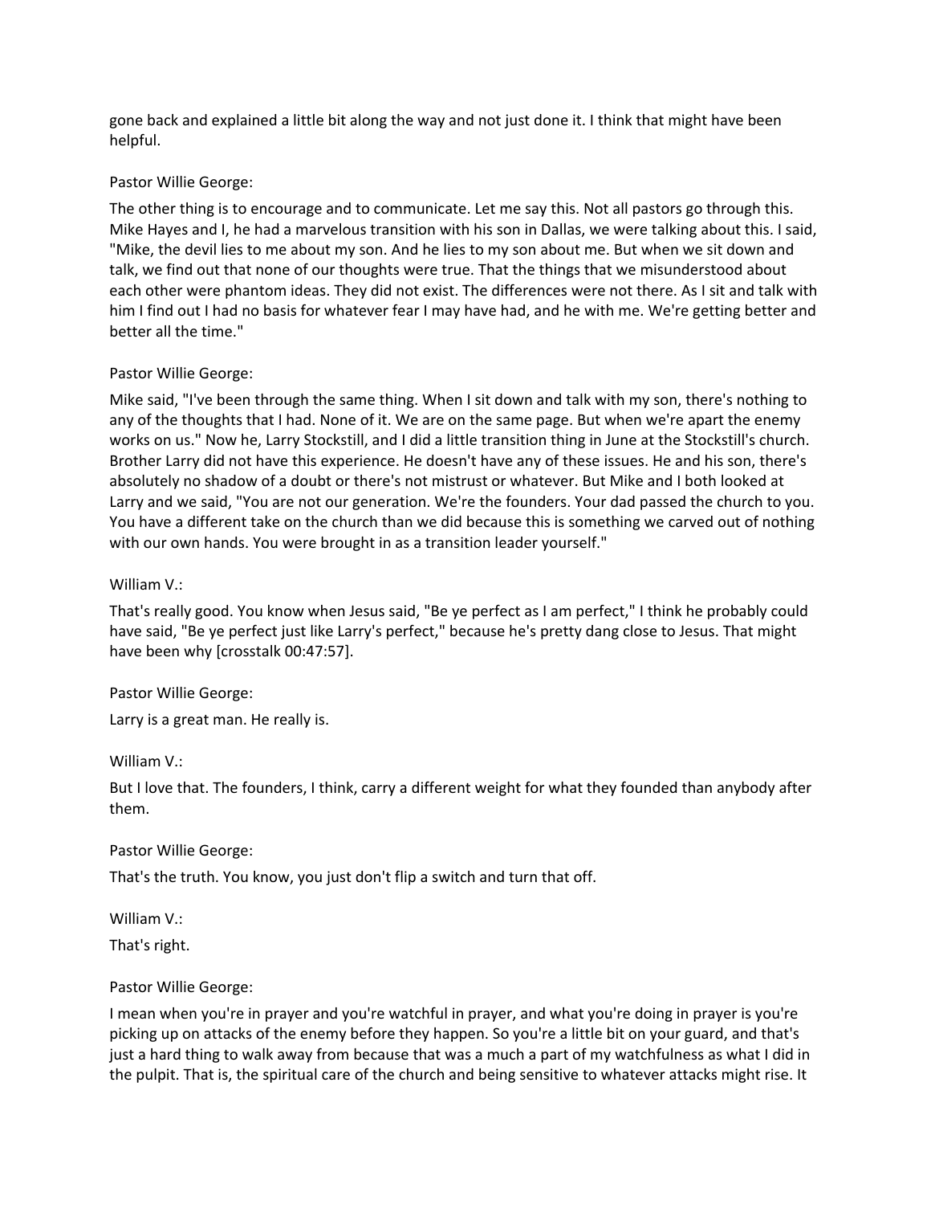gone back and explained a little bit along the way and not just done it. I think that might have been helpful.

Pastor Willie George:

The other thing is to encourage and to communicate. Let me say this. Not all pastors go through this. Mike Hayes and I, he had a marvelous transition with his son in Dallas, we were talking about this. I said, "Mike, the devil lies to me about my son. And he lies to my son about me. But when we sit down and talk, we find out that none of our thoughts were true. That the things that we misunderstood about each other were phantom ideas. They did not exist. The differences were not there. As I sit and talk with him I find out I had no basis for whatever fear I may have had, and he with me. We're getting better and better all the time."

Pastor Willie George:

Mike said, "I've been through the same thing. When I sit down and talk with my son, there's nothing to any of the thoughts that I had. None of it. We are on the same page. But when we're apart the enemy works on us." Now he, Larry Stockstill, and I did a little transition thing in June at the Stockstill's church. Brother Larry did not have this experience. He doesn't have any of these issues. He and his son, there's absolutely no shadow of a doubt or there's not mistrust or whatever. But Mike and I both looked at Larry and we said, "You are not our generation. We're the founders. Your dad passed the church to you. You have a different take on the church than we did because this is something we carved out of nothing with our own hands. You were brought in as a transition leader yourself."

William V.:

That's really good. You know when Jesus said, "Be ye perfect as I am perfect," I think he probably could have said, "Be ye perfect just like Larry's perfect," because he's pretty dang close to Jesus. That might have been why [crosstalk 00:47:57].

Pastor Willie George:

Larry is a great man. He really is.

William V.:

But I love that. The founders, I think, carry a different weight for what they founded than anybody after them.

Pastor Willie George:

That's the truth. You know, you just don't flip a switch and turn that off.

William V.:

That's right.

Pastor Willie George:

I mean when you're in prayer and you're watchful in prayer, and what you're doing in prayer is you're picking up on attacks of the enemy before they happen. So you're a little bit on your guard, and that's just a hard thing to walk away from because that was a much a part of my watchfulness as what I did in the pulpit. That is, the spiritual care of the church and being sensitive to whatever attacks might rise. It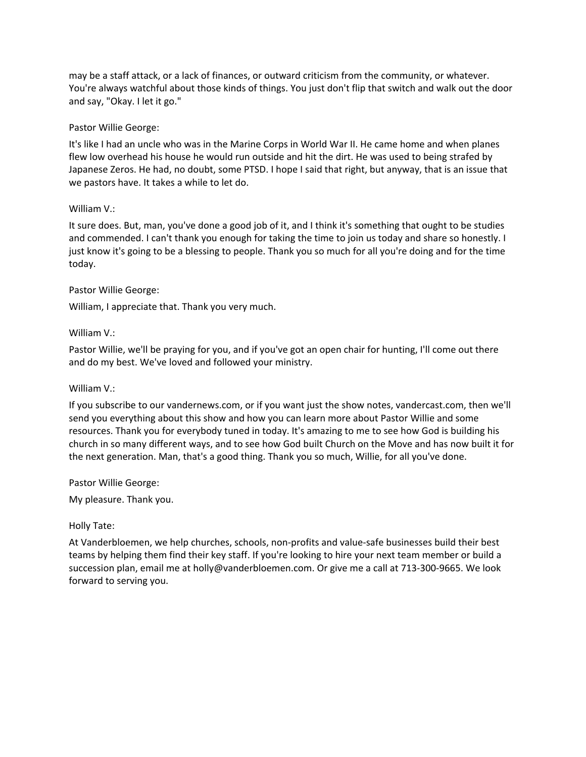may be a staff attack, or a lack of finances, or outward criticism from the community, or whatever. You're always watchful about those kinds of things. You just don't flip that switch and walk out the door and say, "Okay. I let it go."

Pastor Willie George:

It's like I had an uncle who was in the Marine Corps in World War II. He came home and when planes flew low overhead his house he would run outside and hit the dirt. He was used to being strafed by Japanese Zeros. He had, no doubt, some PTSD. I hope I said that right, but anyway, that is an issue that we pastors have. It takes a while to let do.

William V.:

It sure does. But, man, you've done a good job of it, and I think it's something that ought to be studies and commended. I can't thank you enough for taking the time to join us today and share so honestly. I just know it's going to be a blessing to people. Thank you so much for all you're doing and for the time today.

Pastor Willie George:

William, I appreciate that. Thank you very much.

William V.:

Pastor Willie, we'll be praying for you, and if you've got an open chair for hunting, I'll come out there and do my best. We've loved and followed your ministry.

William V.:

If you subscribe to our vandernews.com, or if you want just the show notes, vandercast.com, then we'll send you everything about this show and how you can learn more about Pastor Willie and some resources. Thank you for everybody tuned in today. It's amazing to me to see how God is building his church in so many different ways, and to see how God built Church on the Move and has now built it for the next generation. Man, that's a good thing. Thank you so much, Willie, for all you've done.

Pastor Willie George:

My pleasure. Thank you.

Holly Tate:

At Vanderbloemen, we help churches, schools, non-profits and value-safe businesses build their best teams by helping them find their key staff. If you're looking to hire your next team member or build a succession plan, email me at holly@vanderbloemen.com. Or give me a call at 713-300-9665. We look forward to serving you.